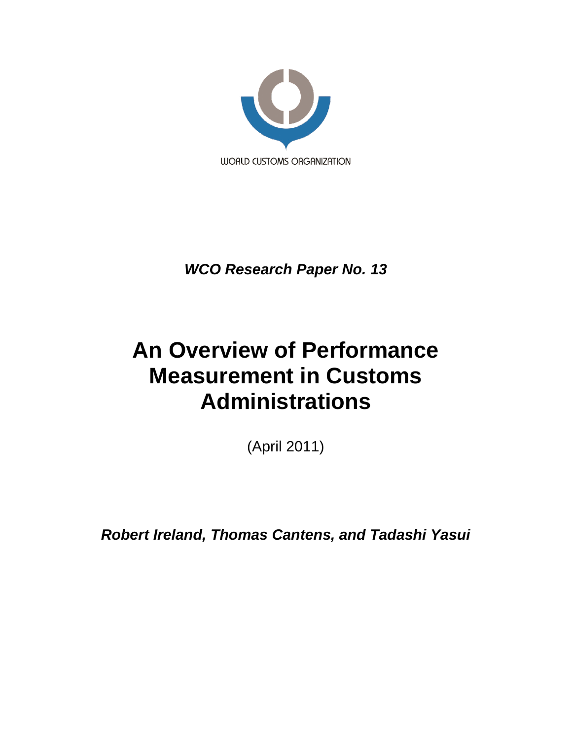WORLD CUSTOMS ORGANIZATION

***WCO Research Paper No. 13***

# An Overview of Performance Measurement in Customs Administrations

(April 2011)

***Robert Ireland, Thomas Cantens, and Tadashi Yasui***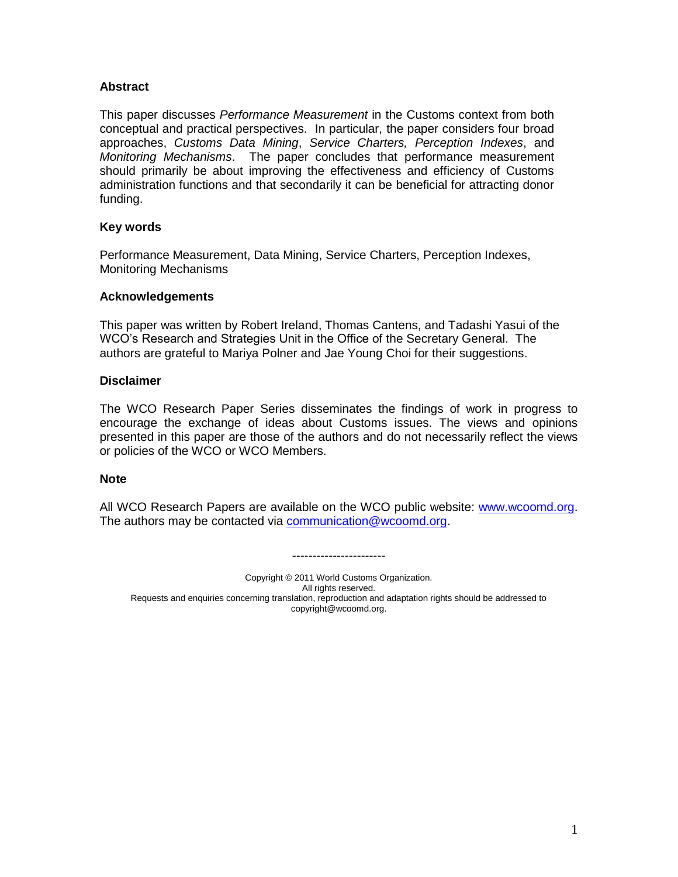### Abstract

This paper discusses *Performance Measurement* in the Customs context from both conceptual and practical perspectives. In particular, the paper considers four broad approaches, *Customs Data Mining*, *Service Charters, Perception Indexes*, and *Monitoring Mechanisms*. The paper concludes that performance measurement should primarily be about improving the effectiveness and efficiency of Customs administration functions and that secondarily it can be beneficial for attracting donor funding.

### Key words

Performance Measurement, Data Mining, Service Charters, Perception Indexes, Monitoring Mechanisms

### Acknowledgements

This paper was written by Robert Ireland, Thomas Cantens, and Tadashi Yasui of the WCO's Research and Strategies Unit in the Office of the Secretary General. The authors are grateful to Mariya Polner and Jae Young Choi for their suggestions.

### Disclaimer

The WCO Research Paper Series disseminates the findings of work in progress to encourage the exchange of ideas about Customs issues. The views and opinions presented in this paper are those of the authors and do not necessarily reflect the views or policies of the WCO or WCO Members.

### Note

All WCO Research Papers are available on the WCO public website: www.wcoomd.org. The authors may be contacted via communication@wcoomd.org.

-----------------------

Copyright © 2011 World Customs Organization.
All rights reserved.
Requests and enquiries concerning translation, reproduction and adaptation rights should be addressed to copyright@wcoomd.org.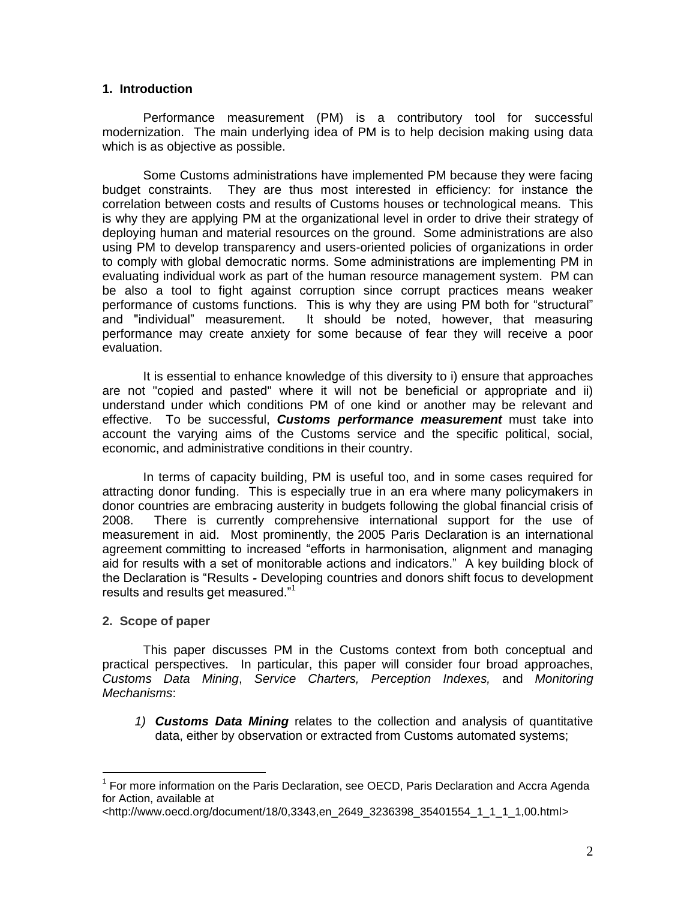## 1. Introduction

Performance measurement (PM) is a contributory tool for successful modernization. The main underlying idea of PM is to help decision making using data which is as objective as possible.

Some Customs administrations have implemented PM because they were facing budget constraints. They are thus most interested in efficiency: for instance the correlation between costs and results of Customs houses or technological means. This is why they are applying PM at the organizational level in order to drive their strategy of deploying human and material resources on the ground. Some administrations are also using PM to develop transparency and users-oriented policies of organizations in order to comply with global democratic norms. Some administrations are implementing PM in evaluating individual work as part of the human resource management system. PM can be also a tool to fight against corruption since corrupt practices means weaker performance of customs functions. This is why they are using PM both for "structural" and "individual" measurement. It should be noted, however, that measuring performance may create anxiety for some because of fear they will receive a poor evaluation.

It is essential to enhance knowledge of this diversity to i) ensure that approaches are not "copied and pasted" where it will not be beneficial or appropriate and ii) understand under which conditions PM of one kind or another may be relevant and effective. To be successful, ***Customs performance measurement*** must take into account the varying aims of the Customs service and the specific political, social, economic, and administrative conditions in their country.

In terms of capacity building, PM is useful too, and in some cases required for attracting donor funding. This is especially true in an era where many policymakers in donor countries are embracing austerity in budgets following the global financial crisis of 2008. There is currently comprehensive international support for the use of measurement in aid. Most prominently, the 2005 Paris Declaration is an international agreement committing to increased "efforts in harmonisation, alignment and managing aid for results with a set of monitorable actions and indicators." A key building block of the Declaration is "Results **-** Developing countries and donors shift focus to development results and results get measured."[1]

## 2. Scope of paper

This paper discusses PM in the Customs context from both conceptual and practical perspectives. In particular, this paper will consider four broad approaches, *Customs Data Mining*, *Service Charters, Perception Indexes,* and *Monitoring Mechanisms*:

1) ***Customs Data Mining*** relates to the collection and analysis of quantitative data, either by observation or extracted from Customs automated systems;

---

[1] For more information on the Paris Declaration, see OECD, Paris Declaration and Accra Agenda for Action, available at <http://www.oecd.org/document/18/0,3343,en_2649_3236398_35401554_1_1_1_1,00.html>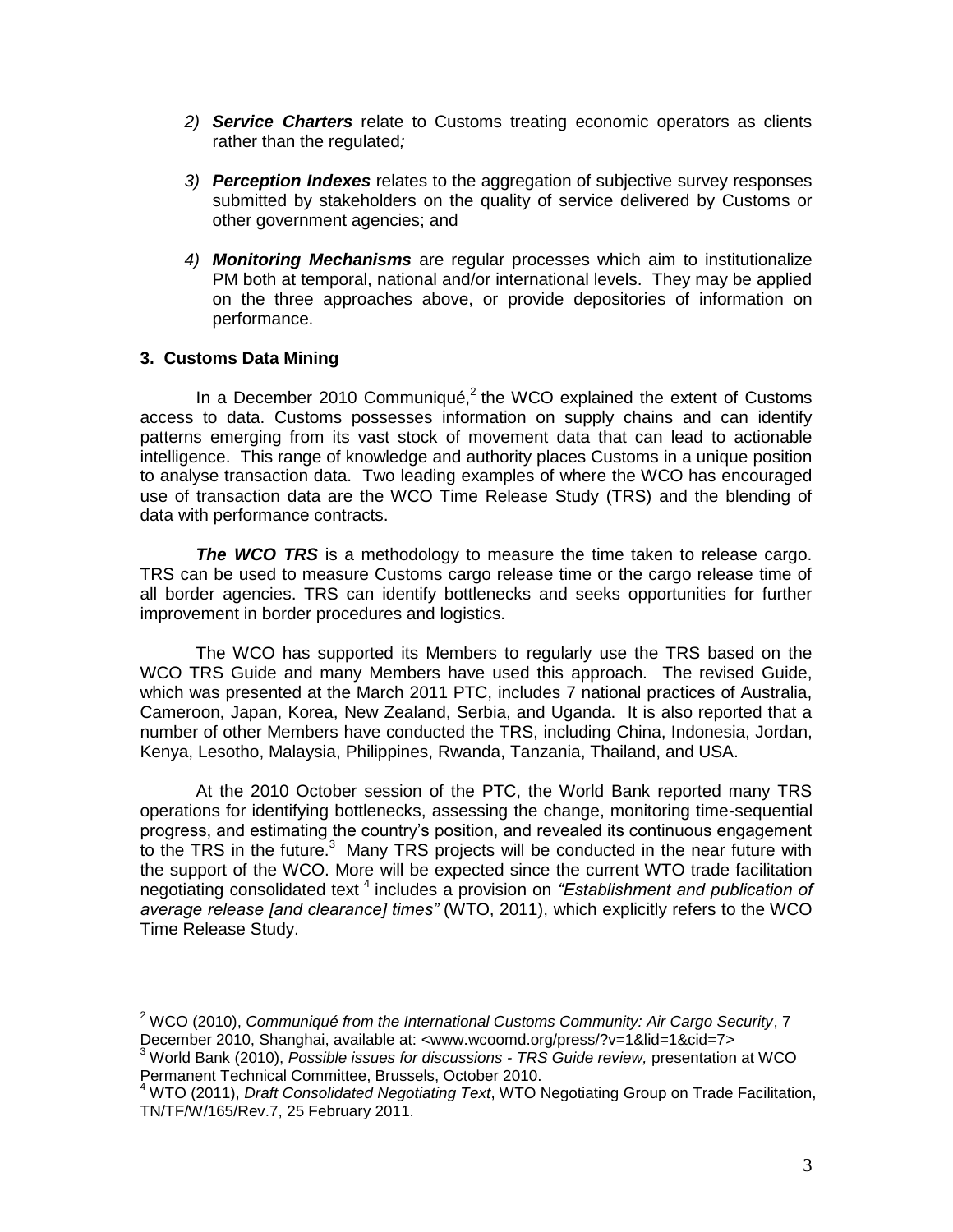2) ***Service Charters*** relate to Customs treating economic operators as clients rather than the regulated*;*

3) ***Perception Indexes*** relates to the aggregation of subjective survey responses submitted by stakeholders on the quality of service delivered by Customs or other government agencies; and

4) ***Monitoring Mechanisms*** are regular processes which aim to institutionalize PM both at temporal, national and/or international levels. They may be applied on the three approaches above, or provide depositories of information on performance.

### 3. Customs Data Mining

In a December 2010 Communiqué,[2] the WCO explained the extent of Customs access to data. Customs possesses information on supply chains and can identify patterns emerging from its vast stock of movement data that can lead to actionable intelligence. This range of knowledge and authority places Customs in a unique position to analyse transaction data. Two leading examples of where the WCO has encouraged use of transaction data are the WCO Time Release Study (TRS) and the blending of data with performance contracts.

***The WCO TRS*** is a methodology to measure the time taken to release cargo. TRS can be used to measure Customs cargo release time or the cargo release time of all border agencies. TRS can identify bottlenecks and seeks opportunities for further improvement in border procedures and logistics.

The WCO has supported its Members to regularly use the TRS based on the WCO TRS Guide and many Members have used this approach. The revised Guide, which was presented at the March 2011 PTC, includes 7 national practices of Australia, Cameroon, Japan, Korea, New Zealand, Serbia, and Uganda. It is also reported that a number of other Members have conducted the TRS, including China, Indonesia, Jordan, Kenya, Lesotho, Malaysia, Philippines, Rwanda, Tanzania, Thailand, and USA.

At the 2010 October session of the PTC, the World Bank reported many TRS operations for identifying bottlenecks, assessing the change, monitoring time-sequential progress, and estimating the country's position, and revealed its continuous engagement to the TRS in the future.[3] Many TRS projects will be conducted in the near future with the support of the WCO. More will be expected since the current WTO trade facilitation negotiating consolidated text [4] includes a provision on *"Establishment and publication of average release [and clearance] times"* (WTO, 2011), which explicitly refers to the WCO Time Release Study.

---

[2] WCO (2010), *Communiqué from the International Customs Community: Air Cargo Security*, 7 December 2010, Shanghai, available at: <www.wcoomd.org/press/?v=1&lid=1&cid=7>

[3] World Bank (2010), *Possible issues for discussions - TRS Guide review,* presentation at WCO Permanent Technical Committee, Brussels, October 2010.

[4] WTO (2011), *Draft Consolidated Negotiating Text*, WTO Negotiating Group on Trade Facilitation, TN/TF/W/165/Rev.7, 25 February 2011.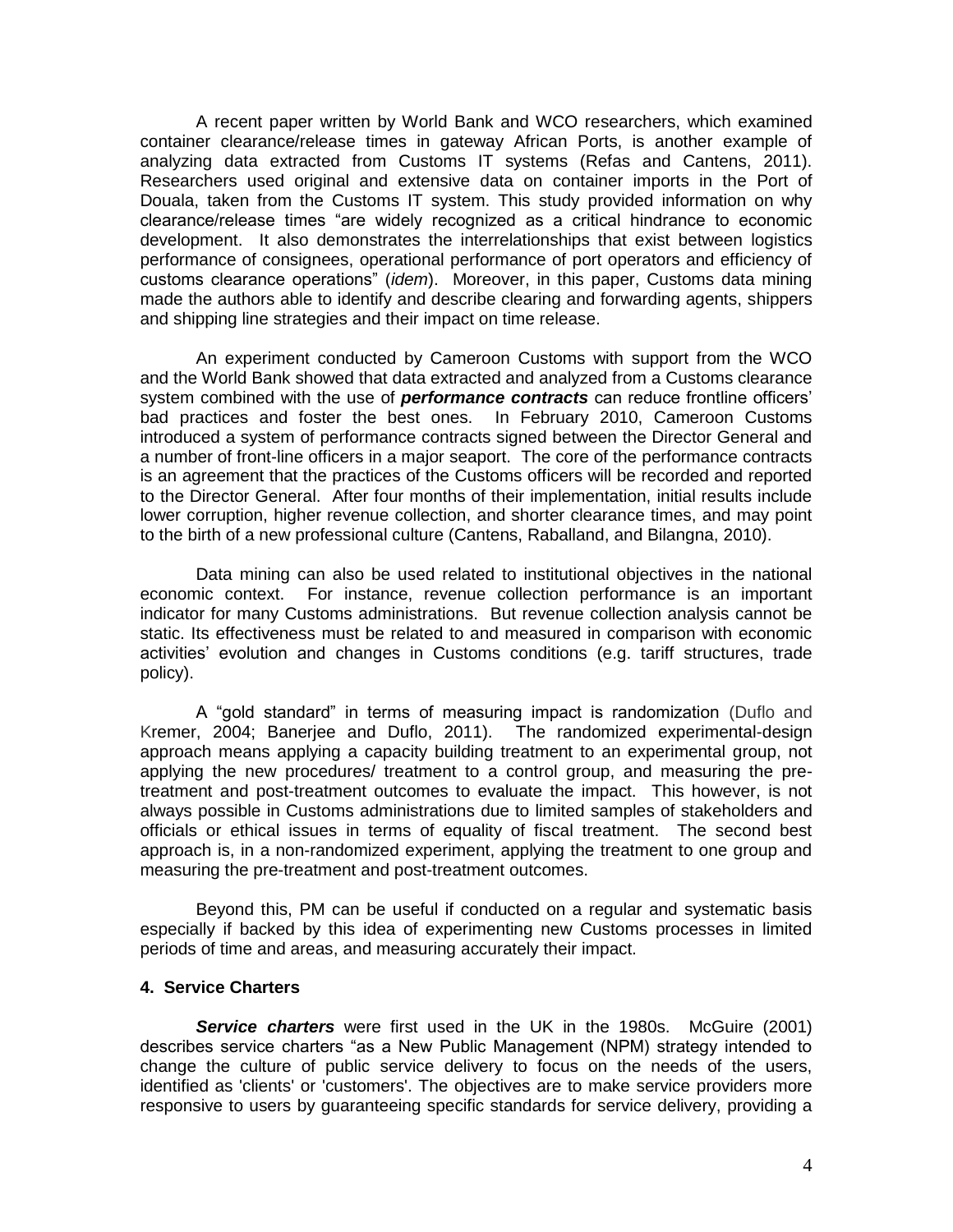A recent paper written by World Bank and WCO researchers, which examined container clearance/release times in gateway African Ports, is another example of analyzing data extracted from Customs IT systems (Refas and Cantens, 2011). Researchers used original and extensive data on container imports in the Port of Douala, taken from the Customs IT system. This study provided information on why clearance/release times "are widely recognized as a critical hindrance to economic development. It also demonstrates the interrelationships that exist between logistics performance of consignees, operational performance of port operators and efficiency of customs clearance operations" (*idem*). Moreover, in this paper, Customs data mining made the authors able to identify and describe clearing and forwarding agents, shippers and shipping line strategies and their impact on time release.

An experiment conducted by Cameroon Customs with support from the WCO and the World Bank showed that data extracted and analyzed from a Customs clearance system combined with the use of ***performance contracts*** can reduce frontline officers' bad practices and foster the best ones. In February 2010, Cameroon Customs introduced a system of performance contracts signed between the Director General and a number of front-line officers in a major seaport. The core of the performance contracts is an agreement that the practices of the Customs officers will be recorded and reported to the Director General. After four months of their implementation, initial results include lower corruption, higher revenue collection, and shorter clearance times, and may point to the birth of a new professional culture (Cantens, Raballand, and Bilangna, 2010).

Data mining can also be used related to institutional objectives in the national economic context. For instance, revenue collection performance is an important indicator for many Customs administrations. But revenue collection analysis cannot be static. Its effectiveness must be related to and measured in comparison with economic activities' evolution and changes in Customs conditions (e.g. tariff structures, trade policy).

A "gold standard" in terms of measuring impact is randomization (Duflo and Kremer, 2004; Banerjee and Duflo, 2011). The randomized experimental-design approach means applying a capacity building treatment to an experimental group, not applying the new procedures/ treatment to a control group, and measuring the pre-treatment and post-treatment outcomes to evaluate the impact. This however, is not always possible in Customs administrations due to limited samples of stakeholders and officials or ethical issues in terms of equality of fiscal treatment. The second best approach is, in a non-randomized experiment, applying the treatment to one group and measuring the pre-treatment and post-treatment outcomes.

Beyond this, PM can be useful if conducted on a regular and systematic basis especially if backed by this idea of experimenting new Customs processes in limited periods of time and areas, and measuring accurately their impact.

## 4. Service Charters

***Service charters*** were first used in the UK in the 1980s. McGuire (2001) describes service charters "as a New Public Management (NPM) strategy intended to change the culture of public service delivery to focus on the needs of the users, identified as 'clients' or 'customers'. The objectives are to make service providers more responsive to users by guaranteeing specific standards for service delivery, providing a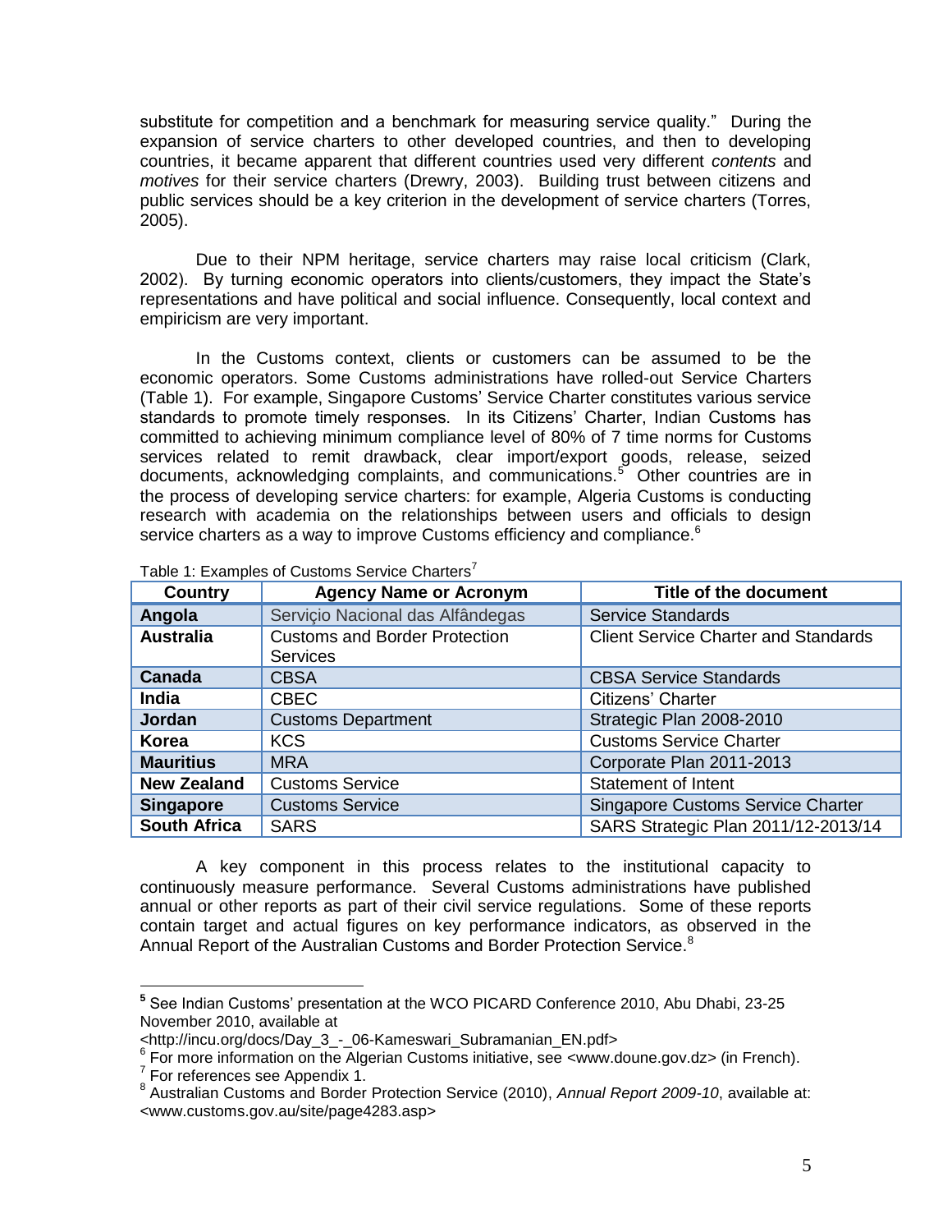substitute for competition and a benchmark for measuring service quality." During the expansion of service charters to other developed countries, and then to developing countries, it became apparent that different countries used very different *contents* and *motives* for their service charters (Drewry, 2003). Building trust between citizens and public services should be a key criterion in the development of service charters (Torres, 2005).

Due to their NPM heritage, service charters may raise local criticism (Clark, 2002). By turning economic operators into clients/customers, they impact the State's representations and have political and social influence. Consequently, local context and empiricism are very important.

In the Customs context, clients or customers can be assumed to be the economic operators. Some Customs administrations have rolled-out Service Charters (Table 1). For example, Singapore Customs' Service Charter constitutes various service standards to promote timely responses. In its Citizens' Charter, Indian Customs has committed to achieving minimum compliance level of 80% of 7 time norms for Customs services related to remit drawback, clear import/export goods, release, seized documents, acknowledging complaints, and communications.[5] Other countries are in the process of developing service charters: for example, Algeria Customs is conducting research with academia on the relationships between users and officials to design service charters as a way to improve Customs efficiency and compliance.[6]

Table 1: Examples of Customs Service Charters[7]

| Country | Agency Name or Acronym | Title of the document |
|---|---|---|
| **Angola** | Serviçio Nacional das Alfândegas | Service Standards |
| **Australia** | Customs and Border Protection Services | Client Service Charter and Standards |
| **Canada** | CBSA | CBSA Service Standards |
| **India** | CBEC | Citizens' Charter |
| **Jordan** | Customs Department | Strategic Plan 2008-2010 |
| **Korea** | KCS | Customs Service Charter |
| **Mauritius** | MRA | Corporate Plan 2011-2013 |
| **New Zealand** | Customs Service | Statement of Intent |
| **Singapore** | Customs Service | Singapore Customs Service Charter |
| **South Africa** | SARS | SARS Strategic Plan 2011/12-2013/14 |

A key component in this process relates to the institutional capacity to continuously measure performance. Several Customs administrations have published annual or other reports as part of their civil service regulations. Some of these reports contain target and actual figures on key performance indicators, as observed in the Annual Report of the Australian Customs and Border Protection Service.[8]

---

[5] See Indian Customs' presentation at the WCO PICARD Conference 2010, Abu Dhabi, 23-25 November 2010, available at <http://incu.org/docs/Day_3_-_06-Kameswari_Subramanian_EN.pdf>

[6] For more information on the Algerian Customs initiative, see <www.doune.gov.dz> (in French).

[7] For references see Appendix 1.

[8] Australian Customs and Border Protection Service (2010), *Annual Report 2009-10*, available at: <www.customs.gov.au/site/page4283.asp>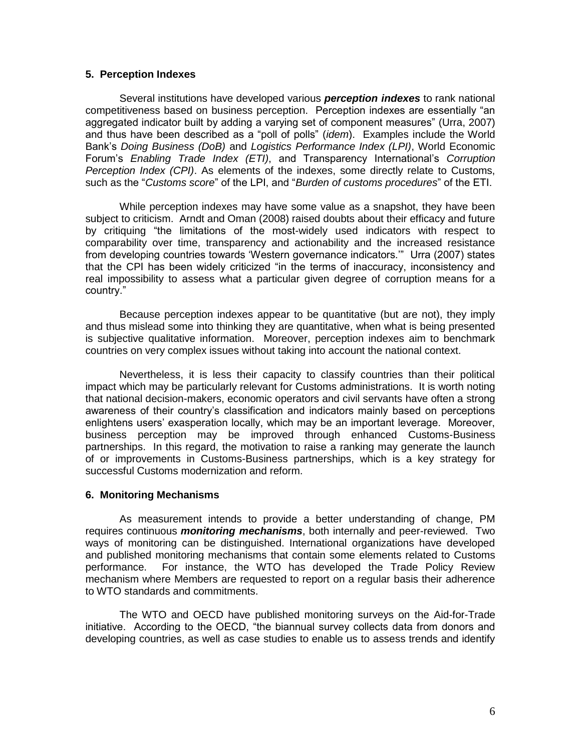### 5. Perception Indexes

Several institutions have developed various ***perception indexes*** to rank national competitiveness based on business perception. Perception indexes are essentially "an aggregated indicator built by adding a varying set of component measures" (Urra, 2007) and thus have been described as a "poll of polls" (*idem*). Examples include the World Bank's *Doing Business (DoB)* and *Logistics Performance Index (LPI)*, World Economic Forum's *Enabling Trade Index (ETI)*, and Transparency International's *Corruption Perception Index (CPI)*. As elements of the indexes, some directly relate to Customs, such as the "*Customs score*" of the LPI, and "*Burden of customs procedures*" of the ETI.

While perception indexes may have some value as a snapshot, they have been subject to criticism. Arndt and Oman (2008) raised doubts about their efficacy and future by critiquing "the limitations of the most-widely used indicators with respect to comparability over time, transparency and actionability and the increased resistance from developing countries towards 'Western governance indicators.'" Urra (2007) states that the CPI has been widely criticized "in the terms of inaccuracy, inconsistency and real impossibility to assess what a particular given degree of corruption means for a country."

Because perception indexes appear to be quantitative (but are not), they imply and thus mislead some into thinking they are quantitative, when what is being presented is subjective qualitative information. Moreover, perception indexes aim to benchmark countries on very complex issues without taking into account the national context.

Nevertheless, it is less their capacity to classify countries than their political impact which may be particularly relevant for Customs administrations. It is worth noting that national decision-makers, economic operators and civil servants have often a strong awareness of their country's classification and indicators mainly based on perceptions enlightens users' exasperation locally, which may be an important leverage. Moreover, business perception may be improved through enhanced Customs-Business partnerships. In this regard, the motivation to raise a ranking may generate the launch of or improvements in Customs-Business partnerships, which is a key strategy for successful Customs modernization and reform.

### 6. Monitoring Mechanisms

As measurement intends to provide a better understanding of change, PM requires continuous ***monitoring mechanisms***, both internally and peer-reviewed. Two ways of monitoring can be distinguished. International organizations have developed and published monitoring mechanisms that contain some elements related to Customs performance. For instance, the WTO has developed the Trade Policy Review mechanism where Members are requested to report on a regular basis their adherence to WTO standards and commitments.

The WTO and OECD have published monitoring surveys on the Aid-for-Trade initiative. According to the OECD, "the biannual survey collects data from donors and developing countries, as well as case studies to enable us to assess trends and identify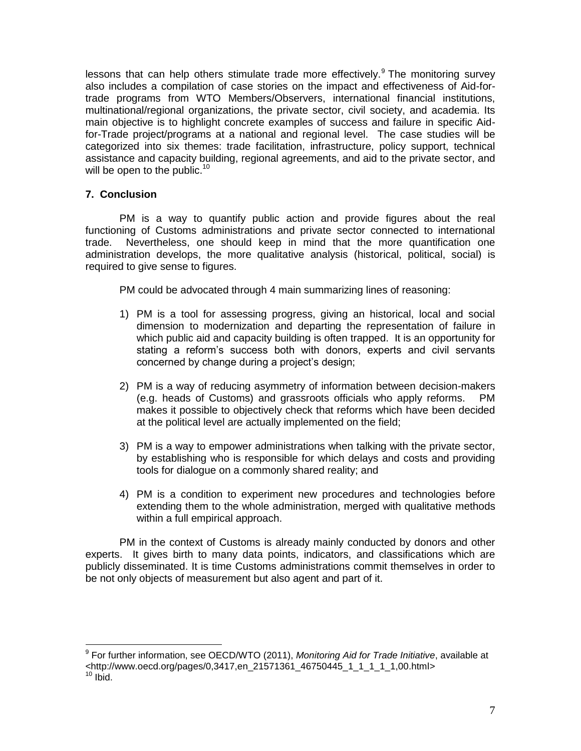lessons that can help others stimulate trade more effectively.[9] The monitoring survey also includes a compilation of case stories on the impact and effectiveness of Aid-for-trade programs from WTO Members/Observers, international financial institutions, multinational/regional organizations, the private sector, civil society, and academia. Its main objective is to highlight concrete examples of success and failure in specific Aid-for-Trade project/programs at a national and regional level. The case studies will be categorized into six themes: trade facilitation, infrastructure, policy support, technical assistance and capacity building, regional agreements, and aid to the private sector, and will be open to the public.[10]

## 7. Conclusion

PM is a way to quantify public action and provide figures about the real functioning of Customs administrations and private sector connected to international trade. Nevertheless, one should keep in mind that the more quantification one administration develops, the more qualitative analysis (historical, political, social) is required to give sense to figures.

PM could be advocated through 4 main summarizing lines of reasoning:

1) PM is a tool for assessing progress, giving an historical, local and social dimension to modernization and departing the representation of failure in which public aid and capacity building is often trapped. It is an opportunity for stating a reform's success both with donors, experts and civil servants concerned by change during a project's design;

2) PM is a way of reducing asymmetry of information between decision-makers (e.g. heads of Customs) and grassroots officials who apply reforms. PM makes it possible to objectively check that reforms which have been decided at the political level are actually implemented on the field;

3) PM is a way to empower administrations when talking with the private sector, by establishing who is responsible for which delays and costs and providing tools for dialogue on a commonly shared reality; and

4) PM is a condition to experiment new procedures and technologies before extending them to the whole administration, merged with qualitative methods within a full empirical approach.

PM in the context of Customs is already mainly conducted by donors and other experts. It gives birth to many data points, indicators, and classifications which are publicly disseminated. It is time Customs administrations commit themselves in order to be not only objects of measurement but also agent and part of it.

---

[9] For further information, see OECD/WTO (2011), *Monitoring Aid for Trade Initiative*, available at <http://www.oecd.org/pages/0,3417,en_21571361_46750445_1_1_1_1_1,00.html>

[10] Ibid.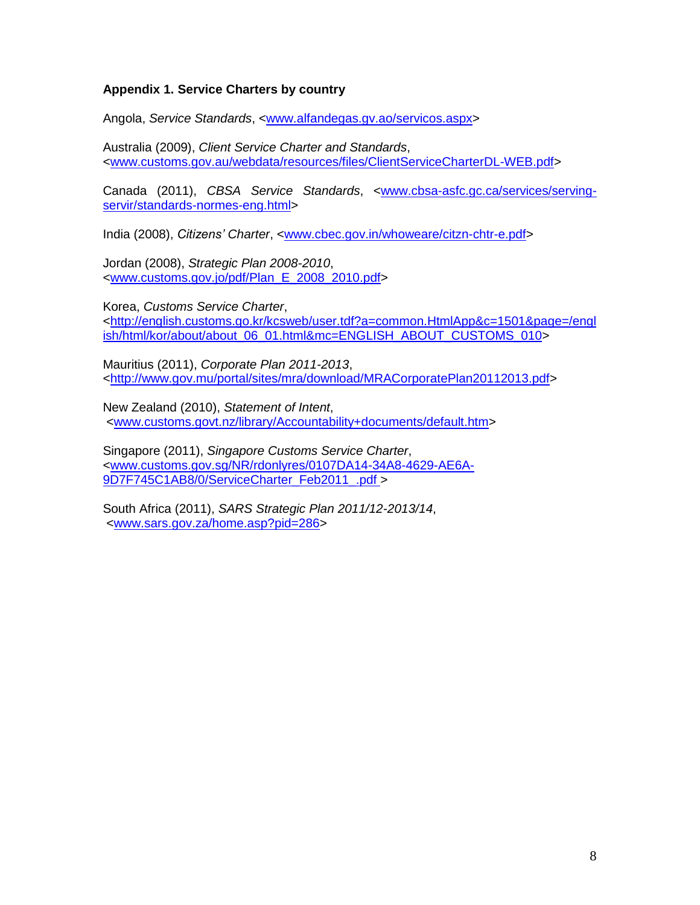**Appendix 1. Service Charters by country**

Angola, *Service Standards*, <www.alfandegas.gv.ao/servicos.aspx>

Australia (2009), *Client Service Charter and Standards*, <www.customs.gov.au/webdata/resources/files/ClientServiceCharterDL-WEB.pdf>

Canada (2011), *CBSA Service Standards*, <www.cbsa-asfc.gc.ca/services/serving-servir/standards-normes-eng.html>

India (2008), *Citizens' Charter*, <www.cbec.gov.in/whoweare/citzn-chtr-e.pdf>

Jordan (2008), *Strategic Plan 2008-2010*, <www.customs.gov.jo/pdf/Plan_E_2008_2010.pdf>

Korea, *Customs Service Charter*, <http://english.customs.go.kr/kcsweb/user.tdf?a=common.HtmlApp&c=1501&page=/english/html/kor/about/about_06_01.html&mc=ENGLISH_ABOUT_CUSTOMS_010>

Mauritius (2011), *Corporate Plan 2011-2013*, <http://www.gov.mu/portal/sites/mra/download/MRACorporatePlan20112013.pdf>

New Zealand (2010), *Statement of Intent*, <www.customs.govt.nz/library/Accountability+documents/default.htm>

Singapore (2011), *Singapore Customs Service Charter*, <www.customs.gov.sg/NR/rdonlyres/0107DA14-34A8-4629-AE6A-9D7F745C1AB8/0/ServiceCharter_Feb2011_.pdf >

South Africa (2011), *SARS Strategic Plan 2011/12-2013/14*, <www.sars.gov.za/home.asp?pid=286>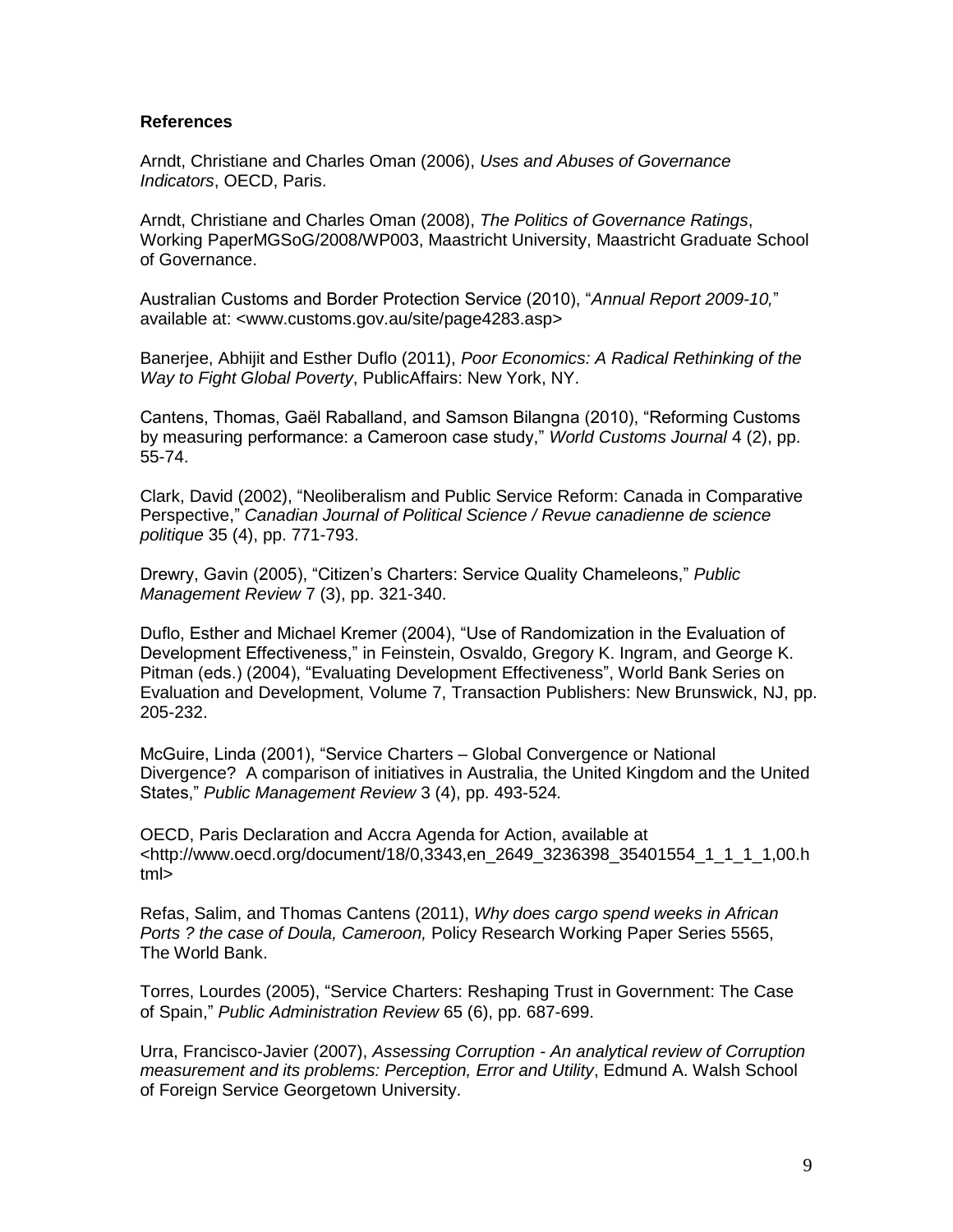**References**

Arndt, Christiane and Charles Oman (2006), *Uses and Abuses of Governance Indicators*, OECD, Paris.

Arndt, Christiane and Charles Oman (2008), *The Politics of Governance Ratings*, Working PaperMGSoG/2008/WP003, Maastricht University, Maastricht Graduate School of Governance.

Australian Customs and Border Protection Service (2010), "*Annual Report 2009-10,*" available at: <www.customs.gov.au/site/page4283.asp>

Banerjee, Abhijit and Esther Duflo (2011), *Poor Economics: A Radical Rethinking of the Way to Fight Global Poverty*, PublicAffairs: New York, NY.

Cantens, Thomas, Gaël Raballand, and Samson Bilangna (2010), "Reforming Customs by measuring performance: a Cameroon case study," *World Customs Journal* 4 (2), pp. 55-74.

Clark, David (2002), "Neoliberalism and Public Service Reform: Canada in Comparative Perspective," *Canadian Journal of Political Science / Revue canadienne de science politique* 35 (4), pp. 771-793.

Drewry, Gavin (2005), "Citizen's Charters: Service Quality Chameleons," *Public Management Review* 7 (3), pp. 321-340.

Duflo, Esther and Michael Kremer (2004), "Use of Randomization in the Evaluation of Development Effectiveness," in Feinstein, Osvaldo, Gregory K. Ingram, and George K. Pitman (eds.) (2004), "Evaluating Development Effectiveness", World Bank Series on Evaluation and Development, Volume 7, Transaction Publishers: New Brunswick, NJ, pp. 205-232.

McGuire, Linda (2001), "Service Charters – Global Convergence or National Divergence? A comparison of initiatives in Australia, the United Kingdom and the United States," *Public Management Review* 3 (4), pp. 493-524*.*

OECD, Paris Declaration and Accra Agenda for Action, available at <http://www.oecd.org/document/18/0,3343,en_2649_3236398_35401554_1_1_1_1,00.html>

Refas, Salim, and Thomas Cantens (2011), *Why does cargo spend weeks in African Ports ? the case of Doula, Cameroon,* Policy Research Working Paper Series 5565, The World Bank.

Torres, Lourdes (2005), "Service Charters: Reshaping Trust in Government: The Case of Spain," *Public Administration Review* 65 (6), pp. 687-699.

Urra, Francisco-Javier (2007), *Assessing Corruption - An analytical review of Corruption measurement and its problems: Perception, Error and Utility*, Edmund A. Walsh School of Foreign Service Georgetown University.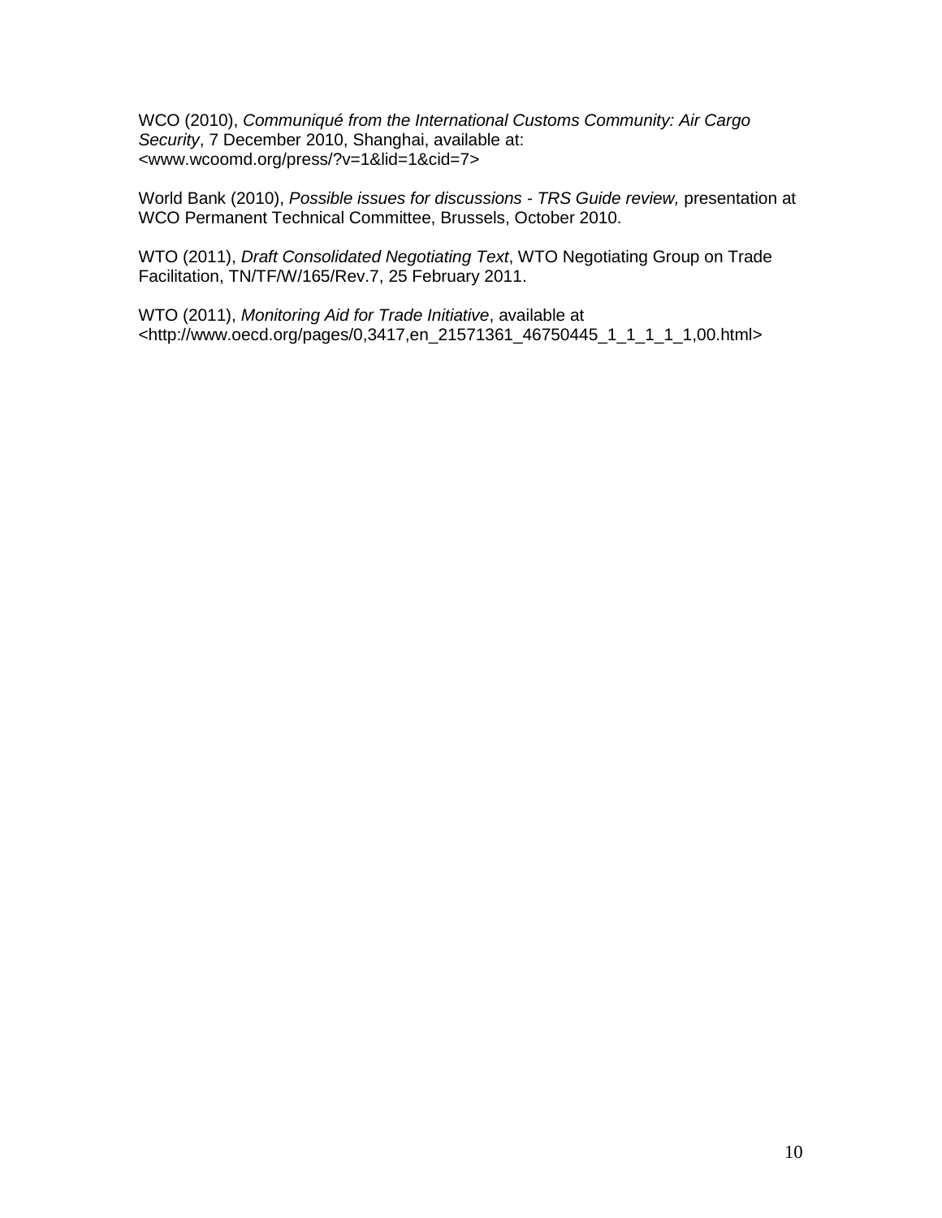WCO (2010), *Communiqué from the International Customs Community: Air Cargo Security*, 7 December 2010, Shanghai, available at: <www.wcoomd.org/press/?v=1&lid=1&cid=7>

World Bank (2010), *Possible issues for discussions - TRS Guide review,* presentation at WCO Permanent Technical Committee, Brussels, October 2010.

WTO (2011), *Draft Consolidated Negotiating Text*, WTO Negotiating Group on Trade Facilitation, TN/TF/W/165/Rev.7, 25 February 2011.

WTO (2011), *Monitoring Aid for Trade Initiative*, available at <http://www.oecd.org/pages/0,3417,en_21571361_46750445_1_1_1_1_1,00.html>